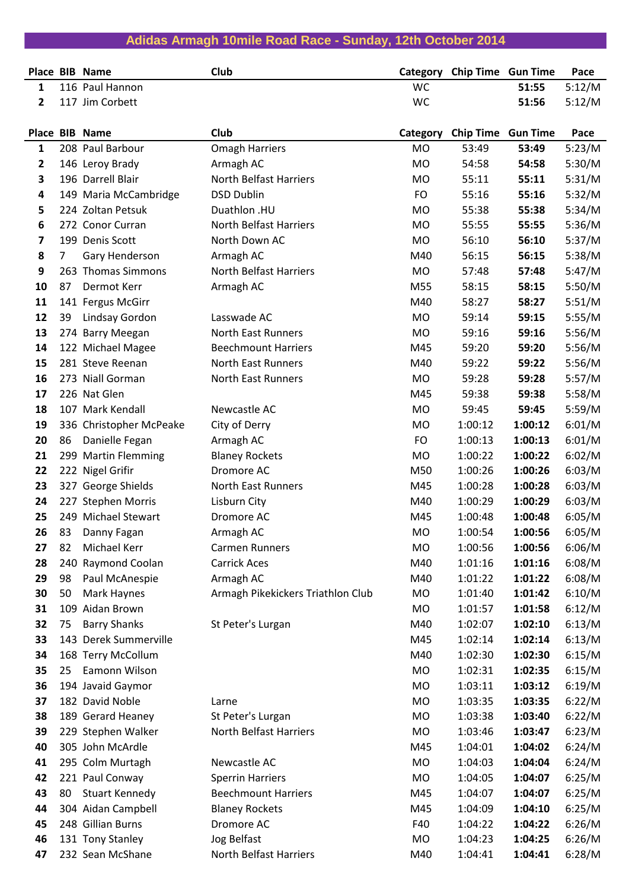# Adidas Armagh 10mile Road Race - Sunday, 12th October 2014

| Place | BIB | Name | Club | Category | Chip Time | Gun Time | Pace |
|---|---|---|---|---|---|---|---|
| 1 | 116 | Paul Hannon | | WC | | **51:55** | 5:12/M |
| 2 | 117 | Jim Corbett | | WC | | **51:56** | 5:12/M |

| Place | BIB | Name | Club | Category | Chip Time | Gun Time | Pace |
|---|---|---|---|---|---|---|---|
| 1 | 208 | Paul Barbour | Omagh Harriers | MO | 53:49 | **53:49** | 5:23/M |
| 2 | 146 | Leroy Brady | Armagh AC | MO | 54:58 | **54:58** | 5:30/M |
| 3 | 196 | Darrell Blair | North Belfast Harriers | MO | 55:11 | **55:11** | 5:31/M |
| 4 | 149 | Maria McCambridge | DSD Dublin | FO | 55:16 | **55:16** | 5:32/M |
| 5 | 224 | Zoltan Petsuk | Duathlon .HU | MO | 55:38 | **55:38** | 5:34/M |
| 6 | 272 | Conor Curran | North Belfast Harriers | MO | 55:55 | **55:55** | 5:36/M |
| 7 | 199 | Denis Scott | North Down AC | MO | 56:10 | **56:10** | 5:37/M |
| 8 | 7 | Gary Henderson | Armagh AC | M40 | 56:15 | **56:15** | 5:38/M |
| 9 | 263 | Thomas Simmons | North Belfast Harriers | MO | 57:48 | **57:48** | 5:47/M |
| 10 | 87 | Dermot Kerr | Armagh AC | M55 | 58:15 | **58:15** | 5:50/M |
| 11 | 141 | Fergus McGirr | | M40 | 58:27 | **58:27** | 5:51/M |
| 12 | 39 | Lindsay Gordon | Lasswade AC | MO | 59:14 | **59:15** | 5:55/M |
| 13 | 274 | Barry Meegan | North East Runners | MO | 59:16 | **59:16** | 5:56/M |
| 14 | 122 | Michael Magee | Beechmount Harriers | M45 | 59:20 | **59:20** | 5:56/M |
| 15 | 281 | Steve Reenan | North East Runners | M40 | 59:22 | **59:22** | 5:56/M |
| 16 | 273 | Niall Gorman | North East Runners | MO | 59:28 | **59:28** | 5:57/M |
| 17 | 226 | Nat Glen | | M45 | 59:38 | **59:38** | 5:58/M |
| 18 | 107 | Mark Kendall | Newcastle AC | MO | 59:45 | **59:45** | 5:59/M |
| 19 | 336 | Christopher McPeake | City of Derry | MO | 1:00:12 | **1:00:12** | 6:01/M |
| 20 | 86 | Danielle Fegan | Armagh AC | FO | 1:00:13 | **1:00:13** | 6:01/M |
| 21 | 299 | Martin Flemming | Blaney Rockets | MO | 1:00:22 | **1:00:22** | 6:02/M |
| 22 | 222 | Nigel Grifir | Dromore AC | M50 | 1:00:26 | **1:00:26** | 6:03/M |
| 23 | 327 | George Shields | North East Runners | M45 | 1:00:28 | **1:00:28** | 6:03/M |
| 24 | 227 | Stephen Morris | Lisburn City | M40 | 1:00:29 | **1:00:29** | 6:03/M |
| 25 | 249 | Michael Stewart | Dromore AC | M45 | 1:00:48 | **1:00:48** | 6:05/M |
| 26 | 83 | Danny Fagan | Armagh AC | MO | 1:00:54 | **1:00:56** | 6:05/M |
| 27 | 82 | Michael Kerr | Carmen Runners | MO | 1:00:56 | **1:00:56** | 6:06/M |
| 28 | 240 | Raymond Coolan | Carrick Aces | M40 | 1:01:16 | **1:01:16** | 6:08/M |
| 29 | 98 | Paul McAnespie | Armagh AC | M40 | 1:01:22 | **1:01:22** | 6:08/M |
| 30 | 50 | Mark Haynes | Armagh Pikekickers Triathlon Club | MO | 1:01:40 | **1:01:42** | 6:10/M |
| 31 | 109 | Aidan Brown | | MO | 1:01:57 | **1:01:58** | 6:12/M |
| 32 | 75 | Barry Shanks | St Peter's Lurgan | M40 | 1:02:07 | **1:02:10** | 6:13/M |
| 33 | 143 | Derek Summerville | | M45 | 1:02:14 | **1:02:14** | 6:13/M |
| 34 | 168 | Terry McCollum | | M40 | 1:02:30 | **1:02:30** | 6:15/M |
| 35 | 25 | Eamonn Wilson | | MO | 1:02:31 | **1:02:35** | 6:15/M |
| 36 | 194 | Javaid Gaymor | | MO | 1:03:11 | **1:03:12** | 6:19/M |
| 37 | 182 | David Noble | Larne | MO | 1:03:35 | **1:03:35** | 6:22/M |
| 38 | 189 | Gerard Heaney | St Peter's Lurgan | MO | 1:03:38 | **1:03:40** | 6:22/M |
| 39 | 229 | Stephen Walker | North Belfast Harriers | MO | 1:03:46 | **1:03:47** | 6:23/M |
| 40 | 305 | John McArdle | | M45 | 1:04:01 | **1:04:02** | 6:24/M |
| 41 | 295 | Colm Murtagh | Newcastle AC | MO | 1:04:03 | **1:04:04** | 6:24/M |
| 42 | 221 | Paul Conway | Sperrin Harriers | MO | 1:04:05 | **1:04:07** | 6:25/M |
| 43 | 80 | Stuart Kennedy | Beechmount Harriers | M45 | 1:04:07 | **1:04:07** | 6:25/M |
| 44 | 304 | Aidan Campbell | Blaney Rockets | M45 | 1:04:09 | **1:04:10** | 6:25/M |
| 45 | 248 | Gillian Burns | Dromore AC | F40 | 1:04:22 | **1:04:22** | 6:26/M |
| 46 | 131 | Tony Stanley | Jog Belfast | MO | 1:04:23 | **1:04:25** | 6:26/M |
| 47 | 232 | Sean McShane | North Belfast Harriers | M40 | 1:04:41 | **1:04:41** | 6:28/M |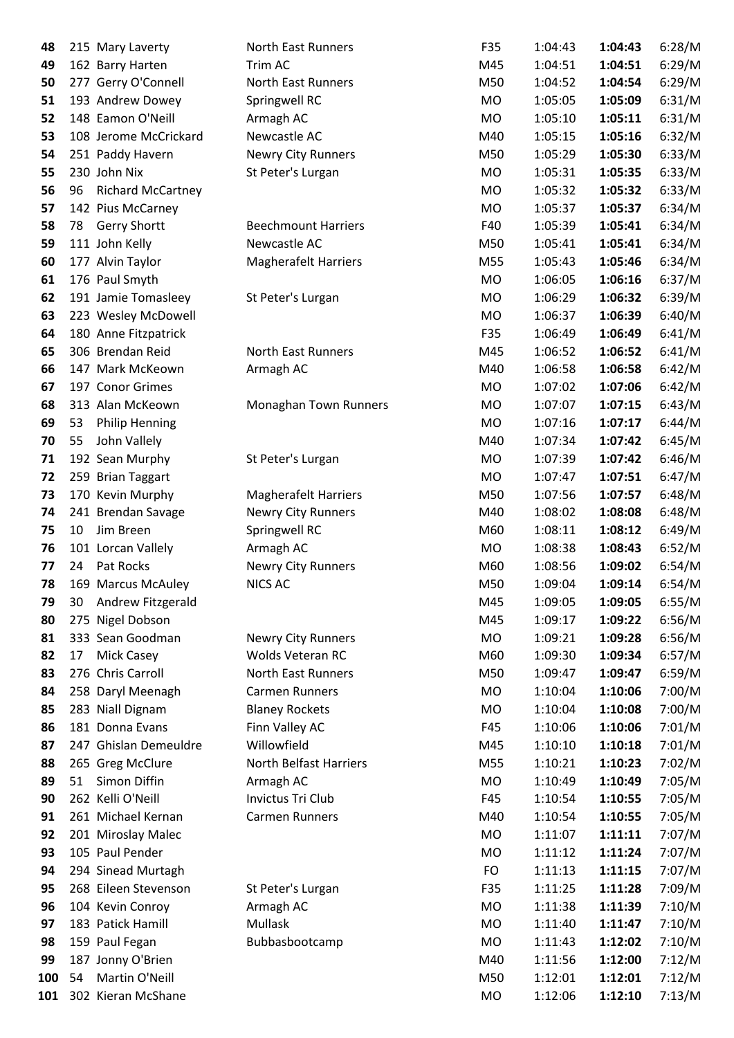| | | | | | | | |
|---|---|---|---|---|---|---|---|
| 48 | 215 | Mary Laverty | North East Runners | F35 | 1:04:43 | **1:04:43** | 6:28/M |
| 49 | 162 | Barry Harten | Trim AC | M45 | 1:04:51 | **1:04:51** | 6:29/M |
| 50 | 277 | Gerry O'Connell | North East Runners | M50 | 1:04:52 | **1:04:54** | 6:29/M |
| 51 | 193 | Andrew Dowey | Springwell RC | MO | 1:05:05 | **1:05:09** | 6:31/M |
| 52 | 148 | Eamon O'Neill | Armagh AC | MO | 1:05:10 | **1:05:11** | 6:31/M |
| 53 | 108 | Jerome McCrickard | Newcastle AC | M40 | 1:05:15 | **1:05:16** | 6:32/M |
| 54 | 251 | Paddy Havern | Newry City Runners | M50 | 1:05:29 | **1:05:30** | 6:33/M |
| 55 | 230 | John Nix | St Peter's Lurgan | MO | 1:05:31 | **1:05:35** | 6:33/M |
| 56 | 96 | Richard McCartney | | MO | 1:05:32 | **1:05:32** | 6:33/M |
| 57 | 142 | Pius McCarney | | MO | 1:05:37 | **1:05:37** | 6:34/M |
| 58 | 78 | Gerry Shortt | Beechmount Harriers | F40 | 1:05:39 | **1:05:41** | 6:34/M |
| 59 | 111 | John Kelly | Newcastle AC | M50 | 1:05:41 | **1:05:41** | 6:34/M |
| 60 | 177 | Alvin Taylor | Magherafelt Harriers | M55 | 1:05:43 | **1:05:46** | 6:34/M |
| 61 | 176 | Paul Smyth | | MO | 1:06:05 | **1:06:16** | 6:37/M |
| 62 | 191 | Jamie Tomasleey | St Peter's Lurgan | MO | 1:06:29 | **1:06:32** | 6:39/M |
| 63 | 223 | Wesley McDowell | | MO | 1:06:37 | **1:06:39** | 6:40/M |
| 64 | 180 | Anne Fitzpatrick | | F35 | 1:06:49 | **1:06:49** | 6:41/M |
| 65 | 306 | Brendan Reid | North East Runners | M45 | 1:06:52 | **1:06:52** | 6:41/M |
| 66 | 147 | Mark McKeown | Armagh AC | M40 | 1:06:58 | **1:06:58** | 6:42/M |
| 67 | 197 | Conor Grimes | | MO | 1:07:02 | **1:07:06** | 6:42/M |
| 68 | 313 | Alan McKeown | Monaghan Town Runners | MO | 1:07:07 | **1:07:15** | 6:43/M |
| 69 | 53 | Philip Henning | | MO | 1:07:16 | **1:07:17** | 6:44/M |
| 70 | 55 | John Vallely | | M40 | 1:07:34 | **1:07:42** | 6:45/M |
| 71 | 192 | Sean Murphy | St Peter's Lurgan | MO | 1:07:39 | **1:07:42** | 6:46/M |
| 72 | 259 | Brian Taggart | | MO | 1:07:47 | **1:07:51** | 6:47/M |
| 73 | 170 | Kevin Murphy | Magherafelt Harriers | M50 | 1:07:56 | **1:07:57** | 6:48/M |
| 74 | 241 | Brendan Savage | Newry City Runners | M40 | 1:08:02 | **1:08:08** | 6:48/M |
| 75 | 10 | Jim Breen | Springwell RC | M60 | 1:08:11 | **1:08:12** | 6:49/M |
| 76 | 101 | Lorcan Vallely | Armagh AC | MO | 1:08:38 | **1:08:43** | 6:52/M |
| 77 | 24 | Pat Rocks | Newry City Runners | M60 | 1:08:56 | **1:09:02** | 6:54/M |
| 78 | 169 | Marcus McAuley | NICS AC | M50 | 1:09:04 | **1:09:14** | 6:54/M |
| 79 | 30 | Andrew Fitzgerald | | M45 | 1:09:05 | **1:09:05** | 6:55/M |
| 80 | 275 | Nigel Dobson | | M45 | 1:09:17 | **1:09:22** | 6:56/M |
| 81 | 333 | Sean Goodman | Newry City Runners | MO | 1:09:21 | **1:09:28** | 6:56/M |
| 82 | 17 | Mick Casey | Wolds Veteran RC | M60 | 1:09:30 | **1:09:34** | 6:57/M |
| 83 | 276 | Chris Carroll | North East Runners | M50 | 1:09:47 | **1:09:47** | 6:59/M |
| 84 | 258 | Daryl Meenagh | Carmen Runners | MO | 1:10:04 | **1:10:06** | 7:00/M |
| 85 | 283 | Niall Dignam | Blaney Rockets | MO | 1:10:04 | **1:10:08** | 7:00/M |
| 86 | 181 | Donna Evans | Finn Valley AC | F45 | 1:10:06 | **1:10:06** | 7:01/M |
| 87 | 247 | Ghislan Demeuldre | Willowfield | M45 | 1:10:10 | **1:10:18** | 7:01/M |
| 88 | 265 | Greg McClure | North Belfast Harriers | M55 | 1:10:21 | **1:10:23** | 7:02/M |
| 89 | 51 | Simon Diffin | Armagh AC | MO | 1:10:49 | **1:10:49** | 7:05/M |
| 90 | 262 | Kelli O'Neill | Invictus Tri Club | F45 | 1:10:54 | **1:10:55** | 7:05/M |
| 91 | 261 | Michael Kernan | Carmen Runners | M40 | 1:10:54 | **1:10:55** | 7:05/M |
| 92 | 201 | Miroslay Malec | | MO | 1:11:07 | **1:11:11** | 7:07/M |
| 93 | 105 | Paul Pender | | MO | 1:11:12 | **1:11:24** | 7:07/M |
| 94 | 294 | Sinead Murtagh | | FO | 1:11:13 | **1:11:15** | 7:07/M |
| 95 | 268 | Eileen Stevenson | St Peter's Lurgan | F35 | 1:11:25 | **1:11:28** | 7:09/M |
| 96 | 104 | Kevin Conroy | Armagh AC | MO | 1:11:38 | **1:11:39** | 7:10/M |
| 97 | 183 | Patick Hamill | Mullask | MO | 1:11:40 | **1:11:47** | 7:10/M |
| 98 | 159 | Paul Fegan | Bubbasbootcamp | MO | 1:11:43 | **1:12:02** | 7:10/M |
| 99 | 187 | Jonny O'Brien | | M40 | 1:11:56 | **1:12:00** | 7:12/M |
| 100 | 54 | Martin O'Neill | | M50 | 1:12:01 | **1:12:01** | 7:12/M |
| 101 | 302 | Kieran McShane | | MO | 1:12:06 | **1:12:10** | 7:13/M |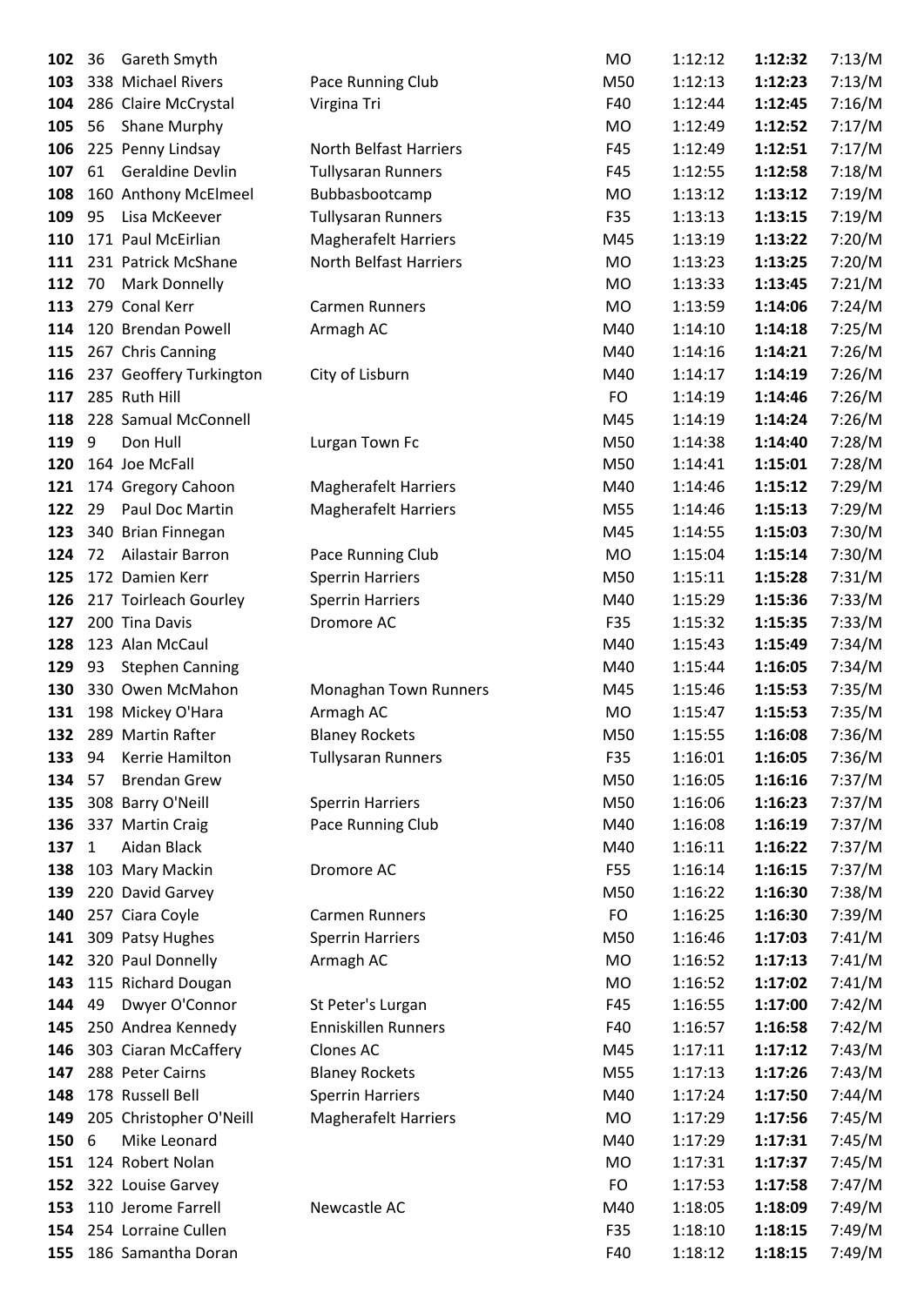| | | | | | | | |
|---|---|---|---|---|---|---|---|
| **102** | 36 | Gareth Smyth | | MO | 1:12:12 | **1:12:32** | 7:13/M |
| **103** | 338 | Michael Rivers | Pace Running Club | M50 | 1:12:13 | **1:12:23** | 7:13/M |
| **104** | 286 | Claire McCrystal | Virgina Tri | F40 | 1:12:44 | **1:12:45** | 7:16/M |
| **105** | 56 | Shane Murphy | | MO | 1:12:49 | **1:12:52** | 7:17/M |
| **106** | 225 | Penny Lindsay | North Belfast Harriers | F45 | 1:12:49 | **1:12:51** | 7:17/M |
| **107** | 61 | Geraldine Devlin | Tullysaran Runners | F45 | 1:12:55 | **1:12:58** | 7:18/M |
| **108** | 160 | Anthony McElmeel | Bubbasbootcamp | MO | 1:13:12 | **1:13:12** | 7:19/M |
| **109** | 95 | Lisa McKeever | Tullysaran Runners | F35 | 1:13:13 | **1:13:15** | 7:19/M |
| **110** | 171 | Paul McEirlian | Magherafelt Harriers | M45 | 1:13:19 | **1:13:22** | 7:20/M |
| **111** | 231 | Patrick McShane | North Belfast Harriers | MO | 1:13:23 | **1:13:25** | 7:20/M |
| **112** | 70 | Mark Donnelly | | MO | 1:13:33 | **1:13:45** | 7:21/M |
| **113** | 279 | Conal Kerr | Carmen Runners | MO | 1:13:59 | **1:14:06** | 7:24/M |
| **114** | 120 | Brendan Powell | Armagh AC | M40 | 1:14:10 | **1:14:18** | 7:25/M |
| **115** | 267 | Chris Canning | | M40 | 1:14:16 | **1:14:21** | 7:26/M |
| **116** | 237 | Geoffrey Turkington | City of Lisburn | M40 | 1:14:17 | **1:14:19** | 7:26/M |
| **117** | 285 | Ruth Hill | | FO | 1:14:19 | **1:14:46** | 7:26/M |
| **118** | 228 | Samual McConnell | | M45 | 1:14:19 | **1:14:24** | 7:26/M |
| **119** | 9 | Don Hull | Lurgan Town Fc | M50 | 1:14:38 | **1:14:40** | 7:28/M |
| **120** | 164 | Joe McFall | | M50 | 1:14:41 | **1:15:01** | 7:28/M |
| **121** | 174 | Gregory Cahoon | Magherafelt Harriers | M40 | 1:14:46 | **1:15:12** | 7:29/M |
| **122** | 29 | Paul Doc Martin | Magherafelt Harriers | M55 | 1:14:46 | **1:15:13** | 7:29/M |
| **123** | 340 | Brian Finnegan | | M45 | 1:14:55 | **1:15:03** | 7:30/M |
| **124** | 72 | Ailastair Barron | Pace Running Club | MO | 1:15:04 | **1:15:14** | 7:30/M |
| **125** | 172 | Damien Kerr | Sperrin Harriers | M50 | 1:15:11 | **1:15:28** | 7:31/M |
| **126** | 217 | Toirleach Gourley | Sperrin Harriers | M40 | 1:15:29 | **1:15:36** | 7:33/M |
| **127** | 200 | Tina Davis | Dromore AC | F35 | 1:15:32 | **1:15:35** | 7:33/M |
| **128** | 123 | Alan McCaul | | M40 | 1:15:43 | **1:15:49** | 7:34/M |
| **129** | 93 | Stephen Canning | | M40 | 1:15:44 | **1:16:05** | 7:34/M |
| **130** | 330 | Owen McMahon | Monaghan Town Runners | M45 | 1:15:46 | **1:15:53** | 7:35/M |
| **131** | 198 | Mickey O'Hara | Armagh AC | MO | 1:15:47 | **1:15:53** | 7:35/M |
| **132** | 289 | Martin Rafter | Blaney Rockets | M50 | 1:15:55 | **1:16:08** | 7:36/M |
| **133** | 94 | Kerrie Hamilton | Tullysaran Runners | F35 | 1:16:01 | **1:16:05** | 7:36/M |
| **134** | 57 | Brendan Grew | | M50 | 1:16:05 | **1:16:16** | 7:37/M |
| **135** | 308 | Barry O'Neill | Sperrin Harriers | M50 | 1:16:06 | **1:16:23** | 7:37/M |
| **136** | 337 | Martin Craig | Pace Running Club | M40 | 1:16:08 | **1:16:19** | 7:37/M |
| **137** | 1 | Aidan Black | | M40 | 1:16:11 | **1:16:22** | 7:37/M |
| **138** | 103 | Mary Mackin | Dromore AC | F55 | 1:16:14 | **1:16:15** | 7:37/M |
| **139** | 220 | David Garvey | | M50 | 1:16:22 | **1:16:30** | 7:38/M |
| **140** | 257 | Ciara Coyle | Carmen Runners | FO | 1:16:25 | **1:16:30** | 7:39/M |
| **141** | 309 | Patsy Hughes | Sperrin Harriers | M50 | 1:16:46 | **1:17:03** | 7:41/M |
| **142** | 320 | Paul Donnelly | Armagh AC | MO | 1:16:52 | **1:17:13** | 7:41/M |
| **143** | 115 | Richard Dougan | | MO | 1:16:52 | **1:17:02** | 7:41/M |
| **144** | 49 | Dwyer O'Connor | St Peter's Lurgan | F45 | 1:16:55 | **1:17:00** | 7:42/M |
| **145** | 250 | Andrea Kennedy | Enniskillen Runners | F40 | 1:16:57 | **1:16:58** | 7:42/M |
| **146** | 303 | Ciaran McCaffery | Clones AC | M45 | 1:17:11 | **1:17:12** | 7:43/M |
| **147** | 288 | Peter Cairns | Blaney Rockets | M55 | 1:17:13 | **1:17:26** | 7:43/M |
| **148** | 178 | Russell Bell | Sperrin Harriers | M40 | 1:17:24 | **1:17:50** | 7:44/M |
| **149** | 205 | Christopher O'Neill | Magherafelt Harriers | MO | 1:17:29 | **1:17:56** | 7:45/M |
| **150** | 6 | Mike Leonard | | M40 | 1:17:29 | **1:17:31** | 7:45/M |
| **151** | 124 | Robert Nolan | | MO | 1:17:31 | **1:17:37** | 7:45/M |
| **152** | 322 | Louise Garvey | | FO | 1:17:53 | **1:17:58** | 7:47/M |
| **153** | 110 | Jerome Farrell | Newcastle AC | M40 | 1:18:05 | **1:18:09** | 7:49/M |
| **154** | 254 | Lorraine Cullen | | F35 | 1:18:10 | **1:18:15** | 7:49/M |
| **155** | 186 | Samantha Doran | | F40 | 1:18:12 | **1:18:15** | 7:49/M |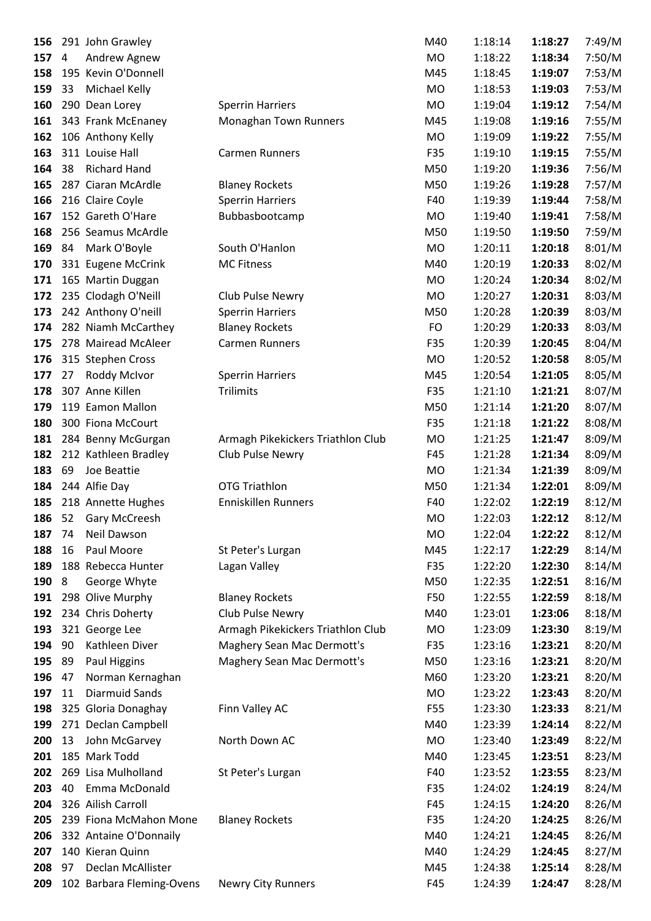| | | | | | | | |
|---|---|---|---|---|---|---|---|
| **156** | 291 | John Grawley | | M40 | 1:18:14 | **1:18:27** | 7:49/M |
| **157** | 4 | Andrew Agnew | | MO | 1:18:22 | **1:18:34** | 7:50/M |
| **158** | 195 | Kevin O'Donnell | | M45 | 1:18:45 | **1:19:07** | 7:53/M |
| **159** | 33 | Michael Kelly | | MO | 1:18:53 | **1:19:03** | 7:53/M |
| **160** | 290 | Dean Lorey | Sperrin Harriers | MO | 1:19:04 | **1:19:12** | 7:54/M |
| **161** | 343 | Frank McEnaney | Monaghan Town Runners | M45 | 1:19:08 | **1:19:16** | 7:55/M |
| **162** | 106 | Anthony Kelly | | MO | 1:19:09 | **1:19:22** | 7:55/M |
| **163** | 311 | Louise Hall | Carmen Runners | F35 | 1:19:10 | **1:19:15** | 7:55/M |
| **164** | 38 | Richard Hand | | M50 | 1:19:20 | **1:19:36** | 7:56/M |
| **165** | 287 | Ciaran McArdle | Blaney Rockets | M50 | 1:19:26 | **1:19:28** | 7:57/M |
| **166** | 216 | Claire Coyle | Sperrin Harriers | F40 | 1:19:39 | **1:19:44** | 7:58/M |
| **167** | 152 | Gareth O'Hare | Bubbasbootcamp | MO | 1:19:40 | **1:19:41** | 7:58/M |
| **168** | 256 | Seamus McArdle | | M50 | 1:19:50 | **1:19:50** | 7:59/M |
| **169** | 84 | Mark O'Boyle | South O'Hanlon | MO | 1:20:11 | **1:20:18** | 8:01/M |
| **170** | 331 | Eugene McCrink | MC Fitness | M40 | 1:20:19 | **1:20:33** | 8:02/M |
| **171** | 165 | Martin Duggan | | MO | 1:20:24 | **1:20:34** | 8:02/M |
| **172** | 235 | Clodagh O'Neill | Club Pulse Newry | MO | 1:20:27 | **1:20:31** | 8:03/M |
| **173** | 242 | Anthony O'neill | Sperrin Harriers | M50 | 1:20:28 | **1:20:39** | 8:03/M |
| **174** | 282 | Niamh McCarthey | Blaney Rockets | FO | 1:20:29 | **1:20:33** | 8:03/M |
| **175** | 278 | Mairead McAleer | Carmen Runners | F35 | 1:20:39 | **1:20:45** | 8:04/M |
| **176** | 315 | Stephen Cross | | MO | 1:20:52 | **1:20:58** | 8:05/M |
| **177** | 27 | Roddy McIvor | Sperrin Harriers | M45 | 1:20:54 | **1:21:05** | 8:05/M |
| **178** | 307 | Anne Killen | Trilimits | F35 | 1:21:10 | **1:21:21** | 8:07/M |
| **179** | 119 | Eamon Mallon | | M50 | 1:21:14 | **1:21:20** | 8:07/M |
| **180** | 300 | Fiona McCourt | | F35 | 1:21:18 | **1:21:22** | 8:08/M |
| **181** | 284 | Benny McGurgan | Armagh Pikekickers Triathlon Club | MO | 1:21:25 | **1:21:47** | 8:09/M |
| **182** | 212 | Kathleen Bradley | Club Pulse Newry | F45 | 1:21:28 | **1:21:34** | 8:09/M |
| **183** | 69 | Joe Beattie | | MO | 1:21:34 | **1:21:39** | 8:09/M |
| **184** | 244 | Alfie Day | OTG Triathlon | M50 | 1:21:34 | **1:22:01** | 8:09/M |
| **185** | 218 | Annette Hughes | Enniskillen Runners | F40 | 1:22:02 | **1:22:19** | 8:12/M |
| **186** | 52 | Gary McCreesh | | MO | 1:22:03 | **1:22:12** | 8:12/M |
| **187** | 74 | Neil Dawson | | MO | 1:22:04 | **1:22:22** | 8:12/M |
| **188** | 16 | Paul Moore | St Peter's Lurgan | M45 | 1:22:17 | **1:22:29** | 8:14/M |
| **189** | 188 | Rebecca Hunter | Lagan Valley | F35 | 1:22:20 | **1:22:30** | 8:14/M |
| **190** | 8 | George Whyte | | M50 | 1:22:35 | **1:22:51** | 8:16/M |
| **191** | 298 | Olive Murphy | Blaney Rockets | F50 | 1:22:55 | **1:22:59** | 8:18/M |
| **192** | 234 | Chris Doherty | Club Pulse Newry | M40 | 1:23:01 | **1:23:06** | 8:18/M |
| **193** | 321 | George Lee | Armagh Pikekickers Triathlon Club | MO | 1:23:09 | **1:23:30** | 8:19/M |
| **194** | 90 | Kathleen Diver | Maghery Sean Mac Dermott's | F35 | 1:23:16 | **1:23:21** | 8:20/M |
| **195** | 89 | Paul Higgins | Maghery Sean Mac Dermott's | M50 | 1:23:16 | **1:23:21** | 8:20/M |
| **196** | 47 | Norman Kernaghan | | M60 | 1:23:20 | **1:23:21** | 8:20/M |
| **197** | 11 | Diarmuid Sands | | MO | 1:23:22 | **1:23:43** | 8:20/M |
| **198** | 325 | Gloria Donaghay | Finn Valley AC | F55 | 1:23:30 | **1:23:33** | 8:21/M |
| **199** | 271 | Declan Campbell | | M40 | 1:23:39 | **1:24:14** | 8:22/M |
| **200** | 13 | John McGarvey | North Down AC | MO | 1:23:40 | **1:23:49** | 8:22/M |
| **201** | 185 | Mark Todd | | M40 | 1:23:45 | **1:23:51** | 8:23/M |
| **202** | 269 | Lisa Mulholland | St Peter's Lurgan | F40 | 1:23:52 | **1:23:55** | 8:23/M |
| **203** | 40 | Emma McDonald | | F35 | 1:24:02 | **1:24:19** | 8:24/M |
| **204** | 326 | Ailish Carroll | | F45 | 1:24:15 | **1:24:20** | 8:26/M |
| **205** | 239 | Fiona McMahon Mone | Blaney Rockets | F35 | 1:24:20 | **1:24:25** | 8:26/M |
| **206** | 332 | Antaine O'Donnaily | | M40 | 1:24:21 | **1:24:45** | 8:26/M |
| **207** | 140 | Kieran Quinn | | M40 | 1:24:29 | **1:24:45** | 8:27/M |
| **208** | 97 | Declan McAllister | | M45 | 1:24:38 | **1:25:14** | 8:28/M |
| **209** | 102 | Barbara Fleming-Ovens | Newry City Runners | F45 | 1:24:39 | **1:24:47** | 8:28/M |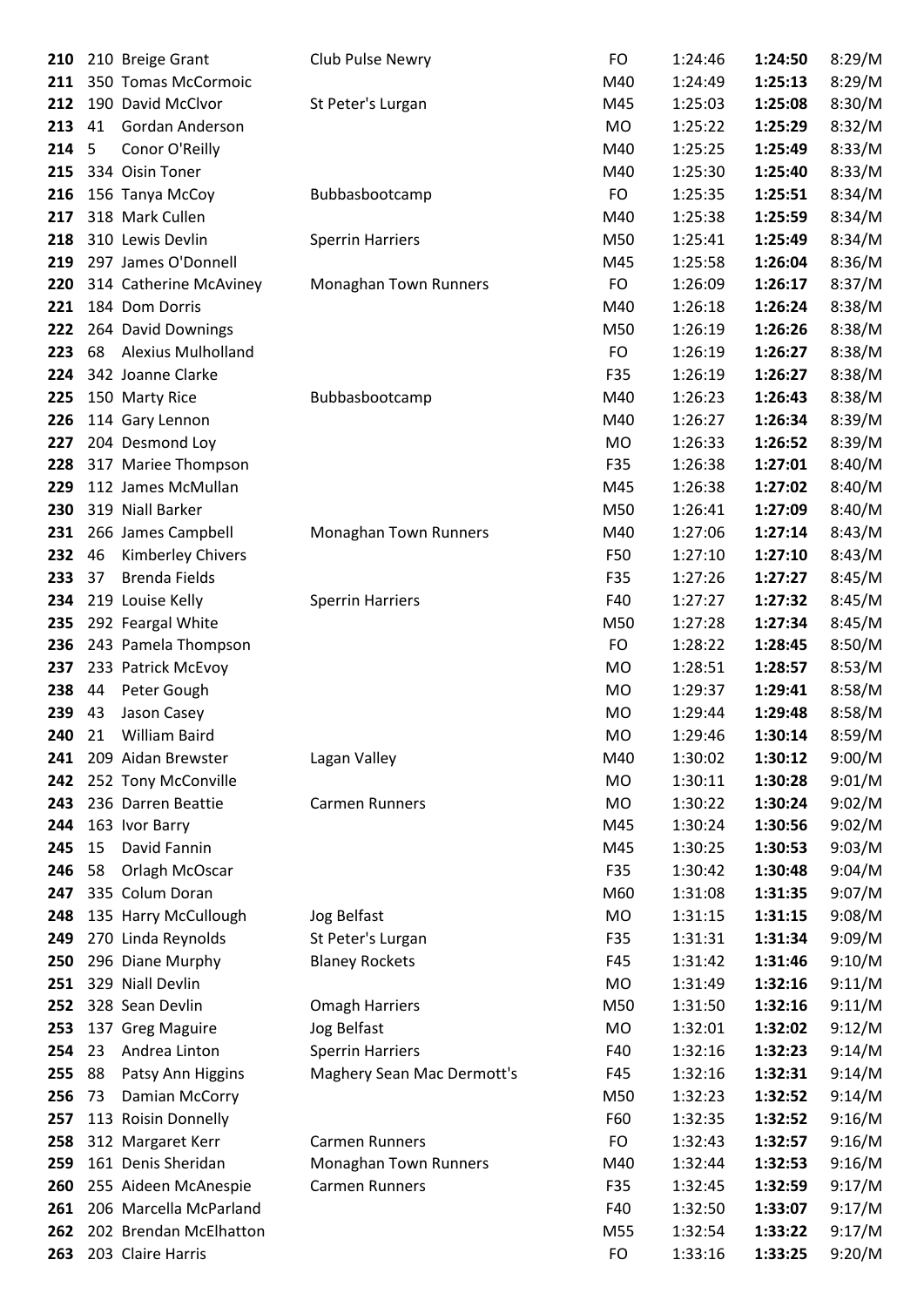| | | | | | | | |
|---|---|---|---|---|---|---|---|
| **210** | 210 | Breige Grant | Club Pulse Newry | FO | 1:24:46 | **1:24:50** | 8:29/M |
| **211** | 350 | Tomas McCormoic | | M40 | 1:24:49 | **1:25:13** | 8:29/M |
| **212** | 190 | David McClvor | St Peter's Lurgan | M45 | 1:25:03 | **1:25:08** | 8:30/M |
| **213** | 41 | Gordan Anderson | | MO | 1:25:22 | **1:25:29** | 8:32/M |
| **214** | 5 | Conor O'Reilly | | M40 | 1:25:25 | **1:25:49** | 8:33/M |
| **215** | 334 | Oisin Toner | | M40 | 1:25:30 | **1:25:40** | 8:33/M |
| **216** | 156 | Tanya McCoy | Bubbasbootcamp | FO | 1:25:35 | **1:25:51** | 8:34/M |
| **217** | 318 | Mark Cullen | | M40 | 1:25:38 | **1:25:59** | 8:34/M |
| **218** | 310 | Lewis Devlin | Sperrin Harriers | M50 | 1:25:41 | **1:25:49** | 8:34/M |
| **219** | 297 | James O'Donnell | | M45 | 1:25:58 | **1:26:04** | 8:36/M |
| **220** | 314 | Catherine McAviney | Monaghan Town Runners | FO | 1:26:09 | **1:26:17** | 8:37/M |
| **221** | 184 | Dom Dorris | | M40 | 1:26:18 | **1:26:24** | 8:38/M |
| **222** | 264 | David Downings | | M50 | 1:26:19 | **1:26:26** | 8:38/M |
| **223** | 68 | Alexius Mulholland | | FO | 1:26:19 | **1:26:27** | 8:38/M |
| **224** | 342 | Joanne Clarke | | F35 | 1:26:19 | **1:26:27** | 8:38/M |
| **225** | 150 | Marty Rice | Bubbasbootcamp | M40 | 1:26:23 | **1:26:43** | 8:38/M |
| **226** | 114 | Gary Lennon | | M40 | 1:26:27 | **1:26:34** | 8:39/M |
| **227** | 204 | Desmond Loy | | MO | 1:26:33 | **1:26:52** | 8:39/M |
| **228** | 317 | Mariee Thompson | | F35 | 1:26:38 | **1:27:01** | 8:40/M |
| **229** | 112 | James McMullan | | M45 | 1:26:38 | **1:27:02** | 8:40/M |
| **230** | 319 | Niall Barker | | M50 | 1:26:41 | **1:27:09** | 8:40/M |
| **231** | 266 | James Campbell | Monaghan Town Runners | M40 | 1:27:06 | **1:27:14** | 8:43/M |
| **232** | 46 | Kimberley Chivers | | F50 | 1:27:10 | **1:27:10** | 8:43/M |
| **233** | 37 | Brenda Fields | | F35 | 1:27:26 | **1:27:27** | 8:45/M |
| **234** | 219 | Louise Kelly | Sperrin Harriers | F40 | 1:27:27 | **1:27:32** | 8:45/M |
| **235** | 292 | Feargal White | | M50 | 1:27:28 | **1:27:34** | 8:45/M |
| **236** | 243 | Pamela Thompson | | FO | 1:28:22 | **1:28:45** | 8:50/M |
| **237** | 233 | Patrick McEvoy | | MO | 1:28:51 | **1:28:57** | 8:53/M |
| **238** | 44 | Peter Gough | | MO | 1:29:37 | **1:29:41** | 8:58/M |
| **239** | 43 | Jason Casey | | MO | 1:29:44 | **1:29:48** | 8:58/M |
| **240** | 21 | William Baird | | MO | 1:29:46 | **1:30:14** | 8:59/M |
| **241** | 209 | Aidan Brewster | Lagan Valley | M40 | 1:30:02 | **1:30:12** | 9:00/M |
| **242** | 252 | Tony McConville | | MO | 1:30:11 | **1:30:28** | 9:01/M |
| **243** | 236 | Darren Beattie | Carmen Runners | MO | 1:30:22 | **1:30:24** | 9:02/M |
| **244** | 163 | Ivor Barry | | M45 | 1:30:24 | **1:30:56** | 9:02/M |
| **245** | 15 | David Fannin | | M45 | 1:30:25 | **1:30:53** | 9:03/M |
| **246** | 58 | Orlagh McOscar | | F35 | 1:30:42 | **1:30:48** | 9:04/M |
| **247** | 335 | Colum Doran | | M60 | 1:31:08 | **1:31:35** | 9:07/M |
| **248** | 135 | Harry McCullough | Jog Belfast | MO | 1:31:15 | **1:31:15** | 9:08/M |
| **249** | 270 | Linda Reynolds | St Peter's Lurgan | F35 | 1:31:31 | **1:31:34** | 9:09/M |
| **250** | 296 | Diane Murphy | Blaney Rockets | F45 | 1:31:42 | **1:31:46** | 9:10/M |
| **251** | 329 | Niall Devlin | | MO | 1:31:49 | **1:32:16** | 9:11/M |
| **252** | 328 | Sean Devlin | Omagh Harriers | M50 | 1:31:50 | **1:32:16** | 9:11/M |
| **253** | 137 | Greg Maguire | Jog Belfast | MO | 1:32:01 | **1:32:02** | 9:12/M |
| **254** | 23 | Andrea Linton | Sperrin Harriers | F40 | 1:32:16 | **1:32:23** | 9:14/M |
| **255** | 88 | Patsy Ann Higgins | Maghery Sean Mac Dermott's | F45 | 1:32:16 | **1:32:31** | 9:14/M |
| **256** | 73 | Damian McCorry | | M50 | 1:32:23 | **1:32:52** | 9:14/M |
| **257** | 113 | Roisin Donnelly | | F60 | 1:32:35 | **1:32:52** | 9:16/M |
| **258** | 312 | Margaret Kerr | Carmen Runners | FO | 1:32:43 | **1:32:57** | 9:16/M |
| **259** | 161 | Denis Sheridan | Monaghan Town Runners | M40 | 1:32:44 | **1:32:53** | 9:16/M |
| **260** | 255 | Aideen McAnespie | Carmen Runners | F35 | 1:32:45 | **1:32:59** | 9:17/M |
| **261** | 206 | Marcella McParland | | F40 | 1:32:50 | **1:33:07** | 9:17/M |
| **262** | 202 | Brendan McElhatton | | M55 | 1:32:54 | **1:33:22** | 9:17/M |
| **263** | 203 | Claire Harris | | FO | 1:33:16 | **1:33:25** | 9:20/M |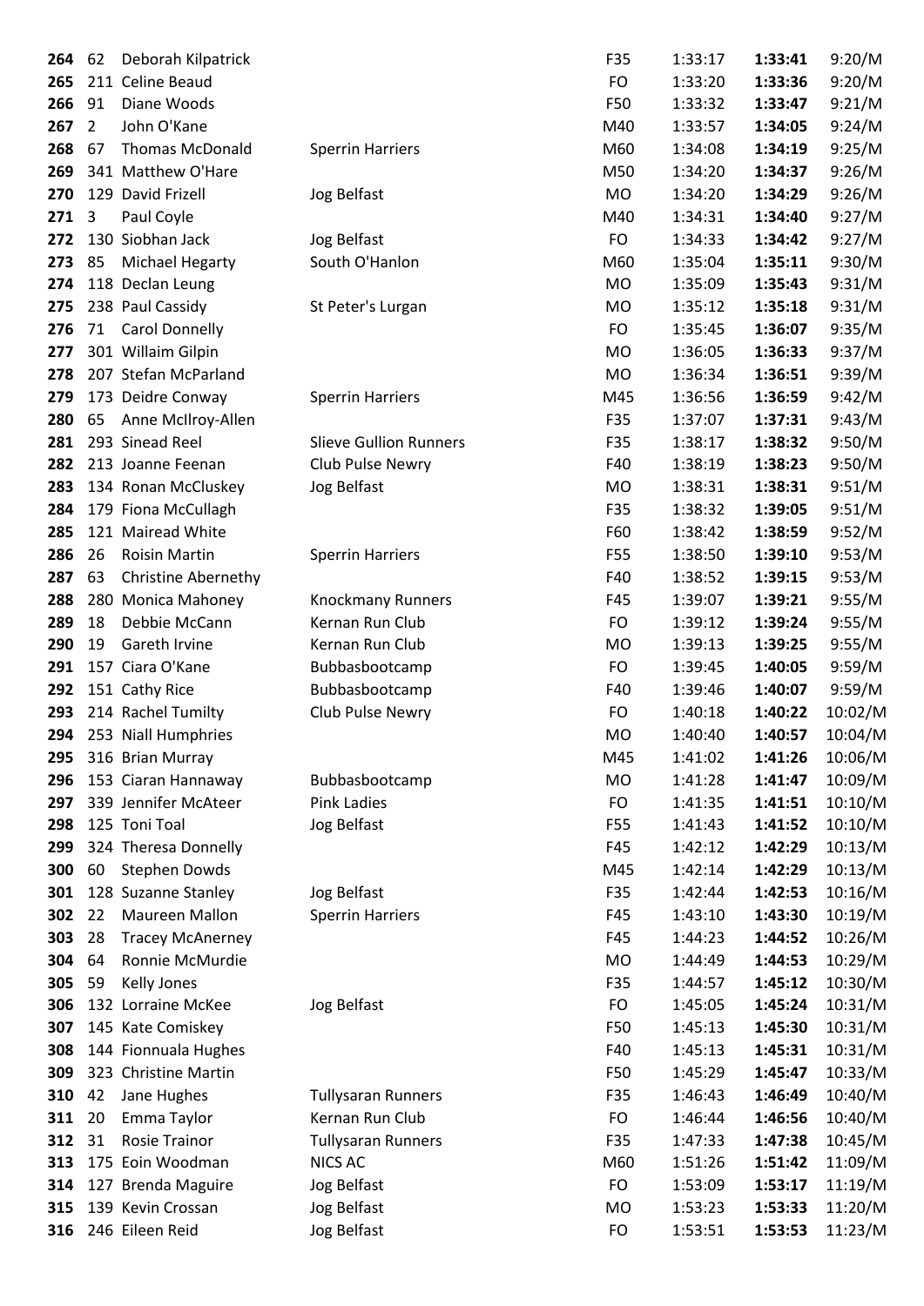| | | | | | | | |
|---|---|---|---|---|---|---|---|
| **264** | 62 | Deborah Kilpatrick | | F35 | 1:33:17 | **1:33:41** | 9:20/M |
| **265** | 211 | Celine Beaud | | FO | 1:33:20 | **1:33:36** | 9:20/M |
| **266** | 91 | Diane Woods | | F50 | 1:33:32 | **1:33:47** | 9:21/M |
| **267** | 2 | John O'Kane | | M40 | 1:33:57 | **1:34:05** | 9:24/M |
| **268** | 67 | Thomas McDonald | Sperrin Harriers | M60 | 1:34:08 | **1:34:19** | 9:25/M |
| **269** | 341 | Matthew O'Hare | | M50 | 1:34:20 | **1:34:37** | 9:26/M |
| **270** | 129 | David Frizell | Jog Belfast | MO | 1:34:20 | **1:34:29** | 9:26/M |
| **271** | 3 | Paul Coyle | | M40 | 1:34:31 | **1:34:40** | 9:27/M |
| **272** | 130 | Siobhan Jack | Jog Belfast | FO | 1:34:33 | **1:34:42** | 9:27/M |
| **273** | 85 | Michael Hegarty | South O'Hanlon | M60 | 1:35:04 | **1:35:11** | 9:30/M |
| **274** | 118 | Declan Leung | | MO | 1:35:09 | **1:35:43** | 9:31/M |
| **275** | 238 | Paul Cassidy | St Peter's Lurgan | MO | 1:35:12 | **1:35:18** | 9:31/M |
| **276** | 71 | Carol Donnelly | | FO | 1:35:45 | **1:36:07** | 9:35/M |
| **277** | 301 | Willaim Gilpin | | MO | 1:36:05 | **1:36:33** | 9:37/M |
| **278** | 207 | Stefan McParland | | MO | 1:36:34 | **1:36:51** | 9:39/M |
| **279** | 173 | Deidre Conway | Sperrin Harriers | M45 | 1:36:56 | **1:36:59** | 9:42/M |
| **280** | 65 | Anne McIlroy-Allen | | F35 | 1:37:07 | **1:37:31** | 9:43/M |
| **281** | 293 | Sinead Reel | Slieve Gullion Runners | F35 | 1:38:17 | **1:38:32** | 9:50/M |
| **282** | 213 | Joanne Feenan | Club Pulse Newry | F40 | 1:38:19 | **1:38:23** | 9:50/M |
| **283** | 134 | Ronan McCluskey | Jog Belfast | MO | 1:38:31 | **1:38:31** | 9:51/M |
| **284** | 179 | Fiona McCullagh | | F35 | 1:38:32 | **1:39:05** | 9:51/M |
| **285** | 121 | Mairead White | | F60 | 1:38:42 | **1:38:59** | 9:52/M |
| **286** | 26 | Roisin Martin | Sperrin Harriers | F55 | 1:38:50 | **1:39:10** | 9:53/M |
| **287** | 63 | Christine Abernethy | | F40 | 1:38:52 | **1:39:15** | 9:53/M |
| **288** | 280 | Monica Mahoney | Knockmany Runners | F45 | 1:39:07 | **1:39:21** | 9:55/M |
| **289** | 18 | Debbie McCann | Kernan Run Club | FO | 1:39:12 | **1:39:24** | 9:55/M |
| **290** | 19 | Gareth Irvine | Kernan Run Club | MO | 1:39:13 | **1:39:25** | 9:55/M |
| **291** | 157 | Ciara O'Kane | Bubbasbootcamp | FO | 1:39:45 | **1:40:05** | 9:59/M |
| **292** | 151 | Cathy Rice | Bubbasbootcamp | F40 | 1:39:46 | **1:40:07** | 9:59/M |
| **293** | 214 | Rachel Tumilty | Club Pulse Newry | FO | 1:40:18 | **1:40:22** | 10:02/M |
| **294** | 253 | Niall Humphries | | MO | 1:40:40 | **1:40:57** | 10:04/M |
| **295** | 316 | Brian Murray | | M45 | 1:41:02 | **1:41:26** | 10:06/M |
| **296** | 153 | Ciaran Hannaway | Bubbasbootcamp | MO | 1:41:28 | **1:41:47** | 10:09/M |
| **297** | 339 | Jennifer McAteer | Pink Ladies | FO | 1:41:35 | **1:41:51** | 10:10/M |
| **298** | 125 | Toni Toal | Jog Belfast | F55 | 1:41:43 | **1:41:52** | 10:10/M |
| **299** | 324 | Theresa Donnelly | | F45 | 1:42:12 | **1:42:29** | 10:13/M |
| **300** | 60 | Stephen Dowds | | M45 | 1:42:14 | **1:42:29** | 10:13/M |
| **301** | 128 | Suzanne Stanley | Jog Belfast | F35 | 1:42:44 | **1:42:53** | 10:16/M |
| **302** | 22 | Maureen Mallon | Sperrin Harriers | F45 | 1:43:10 | **1:43:30** | 10:19/M |
| **303** | 28 | Tracey McAnerney | | F45 | 1:44:23 | **1:44:52** | 10:26/M |
| **304** | 64 | Ronnie McMurdie | | MO | 1:44:49 | **1:44:53** | 10:29/M |
| **305** | 59 | Kelly Jones | | F35 | 1:44:57 | **1:45:12** | 10:30/M |
| **306** | 132 | Lorraine McKee | Jog Belfast | FO | 1:45:05 | **1:45:24** | 10:31/M |
| **307** | 145 | Kate Comiskey | | F50 | 1:45:13 | **1:45:30** | 10:31/M |
| **308** | 144 | Fionnuala Hughes | | F40 | 1:45:13 | **1:45:31** | 10:31/M |
| **309** | 323 | Christine Martin | | F50 | 1:45:29 | **1:45:47** | 10:33/M |
| **310** | 42 | Jane Hughes | Tullysaran Runners | F35 | 1:46:43 | **1:46:49** | 10:40/M |
| **311** | 20 | Emma Taylor | Kernan Run Club | FO | 1:46:44 | **1:46:56** | 10:40/M |
| **312** | 31 | Rosie Trainor | Tullysaran Runners | F35 | 1:47:33 | **1:47:38** | 10:45/M |
| **313** | 175 | Eoin Woodman | NICS AC | M60 | 1:51:26 | **1:51:42** | 11:09/M |
| **314** | 127 | Brenda Maguire | Jog Belfast | FO | 1:53:09 | **1:53:17** | 11:19/M |
| **315** | 139 | Kevin Crossan | Jog Belfast | MO | 1:53:23 | **1:53:33** | 11:20/M |
| **316** | 246 | Eileen Reid | Jog Belfast | FO | 1:53:51 | **1:53:53** | 11:23/M |